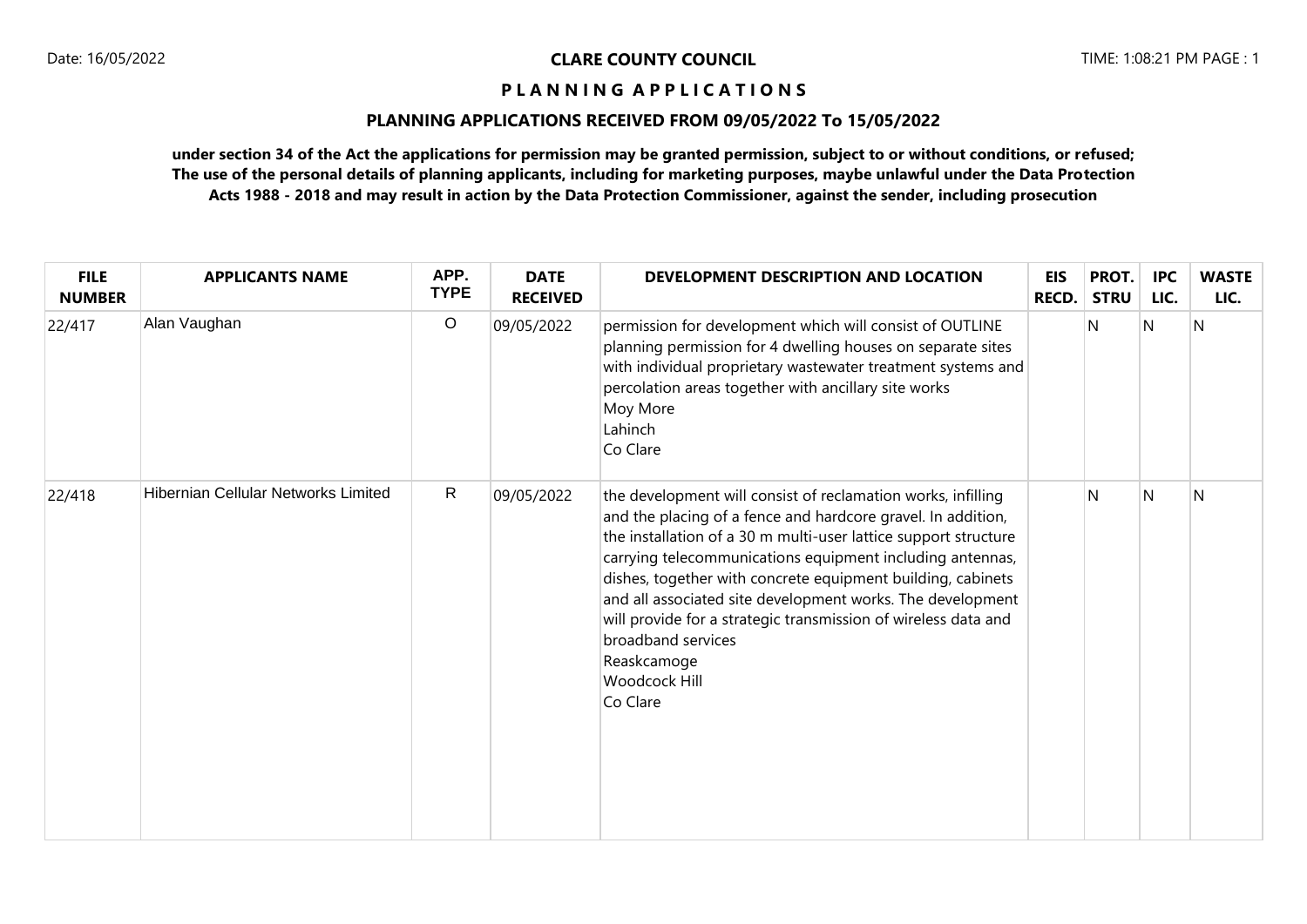# CLARE COUNTY COUNCIL

## PLANNING APPLICATIONS

## PLANNING APPLICATIONS RECEIVED FROM 09/05/2022 To 15/05/2022

**under section 34 of the Act the applications for permission may be granted permission, subject to or without conditions, or refused; The use of the personal details of planning applicants, including for marketing purposes, maybe unlawful under the Data Protection Acts 1988 - 2018 and may result in action by the Data Protection Commissioner, against the sender, including prosecution**

| FILE NUMBER | APPLICANTS NAME | APP. TYPE | DATE RECEIVED | DEVELOPMENT DESCRIPTION AND LOCATION | EIS RECD. | PROT. STRU | IPC LIC. | WASTE LIC. |
|---|---|---|---|---|---|---|---|---|
| 22/417 | Alan Vaughan | O | 09/05/2022 | permission for development which will consist of OUTLINE planning permission for 4 dwelling houses on separate sites with individual proprietary wastewater treatment systems and percolation areas together with ancillary site works<br>Moy More<br>Lahinch<br>Co Clare | | N | N | N |
| 22/418 | Hibernian Cellular Networks Limited | R | 09/05/2022 | the development will consist of reclamation works, infilling and the placing of a fence and hardcore gravel. In addition, the installation of a 30 m multi-user lattice support structure carrying telecommunications equipment including antennas, dishes, together with concrete equipment building, cabinets and all associated site development works. The development will provide for a strategic transmission of wireless data and broadband services<br>Reaskcamoge<br>Woodcock Hill<br>Co Clare | | N | N | N |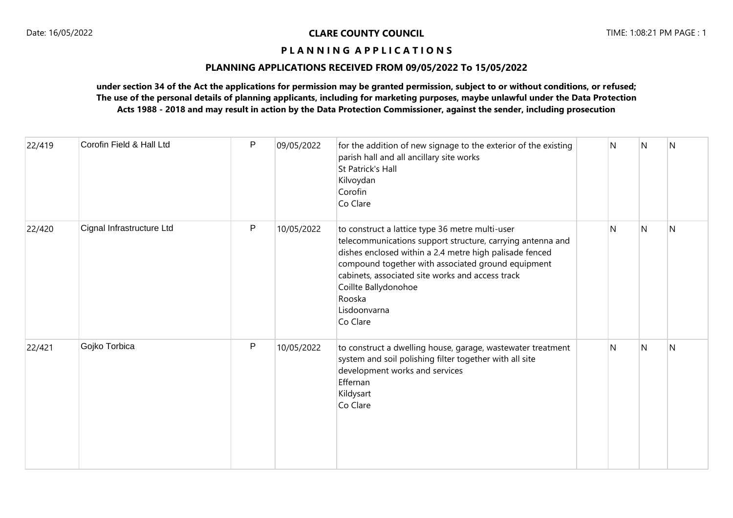**CLARE COUNTY COUNCIL**

**P L A N N I N G A P P L I C A T I O N S**

**PLANNING APPLICATIONS RECEIVED FROM 09/05/2022 To 15/05/2022**

**under section 34 of the Act the applications for permission may be granted permission, subject to or without conditions, or refused; The use of the personal details of planning applicants, including for marketing purposes, maybe unlawful under the Data Protection Acts 1988 - 2018 and may result in action by the Data Protection Commissioner, against the sender, including prosecution**

| | | | | | | | | |
|---|---|---|---|---|---|---|---|---|
| 22/419 | Corofin Field & Hall Ltd | P | 09/05/2022 | for the addition of new signage to the exterior of the existing parish hall and all ancillary site works<br>St Patrick's Hall<br>Kilvoydan<br>Corofin<br>Co Clare | | N | N | N |
| 22/420 | Cignal Infrastructure Ltd | P | 10/05/2022 | to construct a lattice type 36 metre multi-user telecommunications support structure, carrying antenna and dishes enclosed within a 2.4 metre high palisade fenced compound together with associated ground equipment cabinets, associated site works and access track<br>Coillte Ballydonohoe<br>Rooska<br>Lisdoonvarna<br>Co Clare | | N | N | N |
| 22/421 | Gojko Torbica | P | 10/05/2022 | to construct a dwelling house, garage, wastewater treatment system and soil polishing filter together with all site development works and services<br>Effernan<br>Kildysart<br>Co Clare | | N | N | N |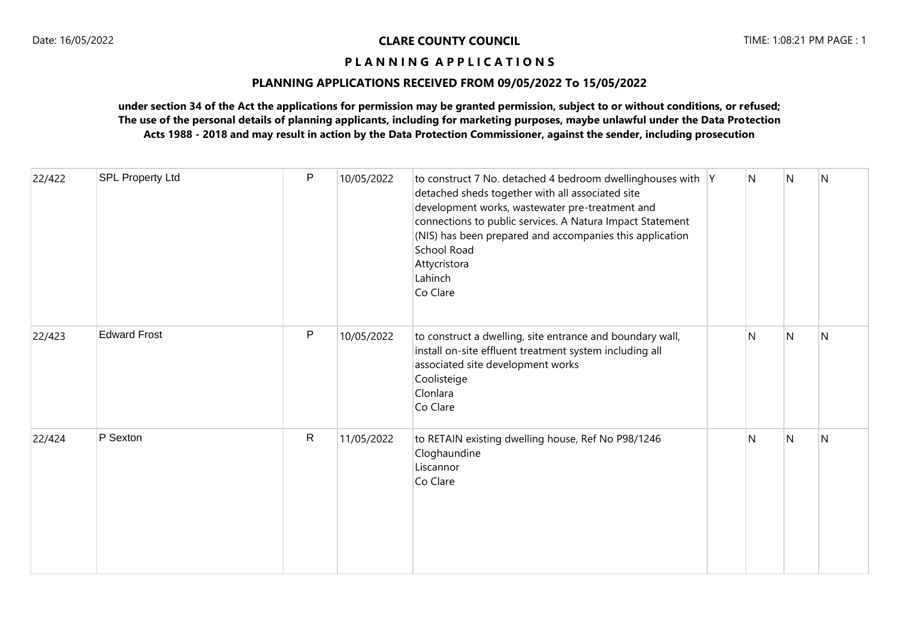**CLARE COUNTY COUNCIL**

**P L A N N I N G A P P L I C A T I O N S**

**PLANNING APPLICATIONS RECEIVED FROM 09/05/2022 To 15/05/2022**

**under section 34 of the Act the applications for permission may be granted permission, subject to or without conditions, or refused; The use of the personal details of planning applicants, including for marketing purposes, maybe unlawful under the Data Protection Acts 1988 - 2018 and may result in action by the Data Protection Commissioner, against the sender, including prosecution**

| | | | | | | | | |
|---|---|---|---|---|---|---|---|---|
| 22/422 | SPL Property Ltd | P | 10/05/2022 | to construct 7 No. detached 4 bedroom dwellinghouses with detached sheds together with all associated site development works, wastewater pre-treatment and connections to public services. A Natura Impact Statement (NIS) has been prepared and accompanies this application<br>School Road<br>Attycristora<br>Lahinch<br>Co Clare | Y | N | N | N |
| 22/423 | Edward Frost | P | 10/05/2022 | to construct a dwelling, site entrance and boundary wall, install on-site effluent treatment system including all associated site development works<br>Coolisteige<br>Clonlara<br>Co Clare | | N | N | N |
| 22/424 | P Sexton | R | 11/05/2022 | to RETAIN existing dwelling house, Ref No P98/1246<br>Cloghaundine<br>Liscannor<br>Co Clare | | N | N | N |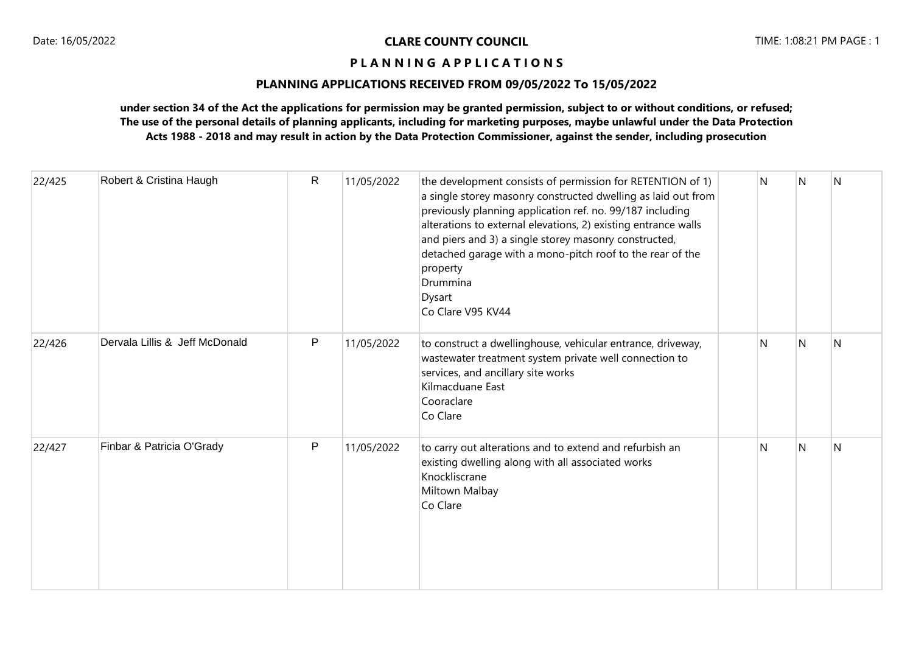**CLARE COUNTY COUNCIL**

**P L A N N I N G A P P L I C A T I O N S**

**PLANNING APPLICATIONS RECEIVED FROM 09/05/2022 To 15/05/2022**

**under section 34 of the Act the applications for permission may be granted permission, subject to or without conditions, or refused; The use of the personal details of planning applicants, including for marketing purposes, maybe unlawful under the Data Protection Acts 1988 - 2018 and may result in action by the Data Protection Commissioner, against the sender, including prosecution**

| | | | | | | | | |
|---|---|---|---|---|---|---|---|---|
| 22/425 | Robert & Cristina Haugh | R | 11/05/2022 | the development consists of permission for RETENTION of 1) a single storey masonry constructed dwelling as laid out from previously planning application ref. no. 99/187 including alterations to external elevations, 2) existing entrance walls and piers and 3) a single storey masonry constructed, detached garage with a mono-pitch roof to the rear of the property<br>Drummina<br>Dysart<br>Co Clare V95 KV44 | | N | N | N |
| 22/426 | Dervala Lillis & Jeff McDonald | P | 11/05/2022 | to construct a dwellinghouse, vehicular entrance, driveway, wastewater treatment system private well connection to services, and ancillary site works<br>Kilmacduane East<br>Cooraclare<br>Co Clare | | N | N | N |
| 22/427 | Finbar & Patricia O'Grady | P | 11/05/2022 | to carry out alterations and to extend and refurbish an existing dwelling along with all associated works<br>Knockliscrane<br>Miltown Malbay<br>Co Clare | | N | N | N |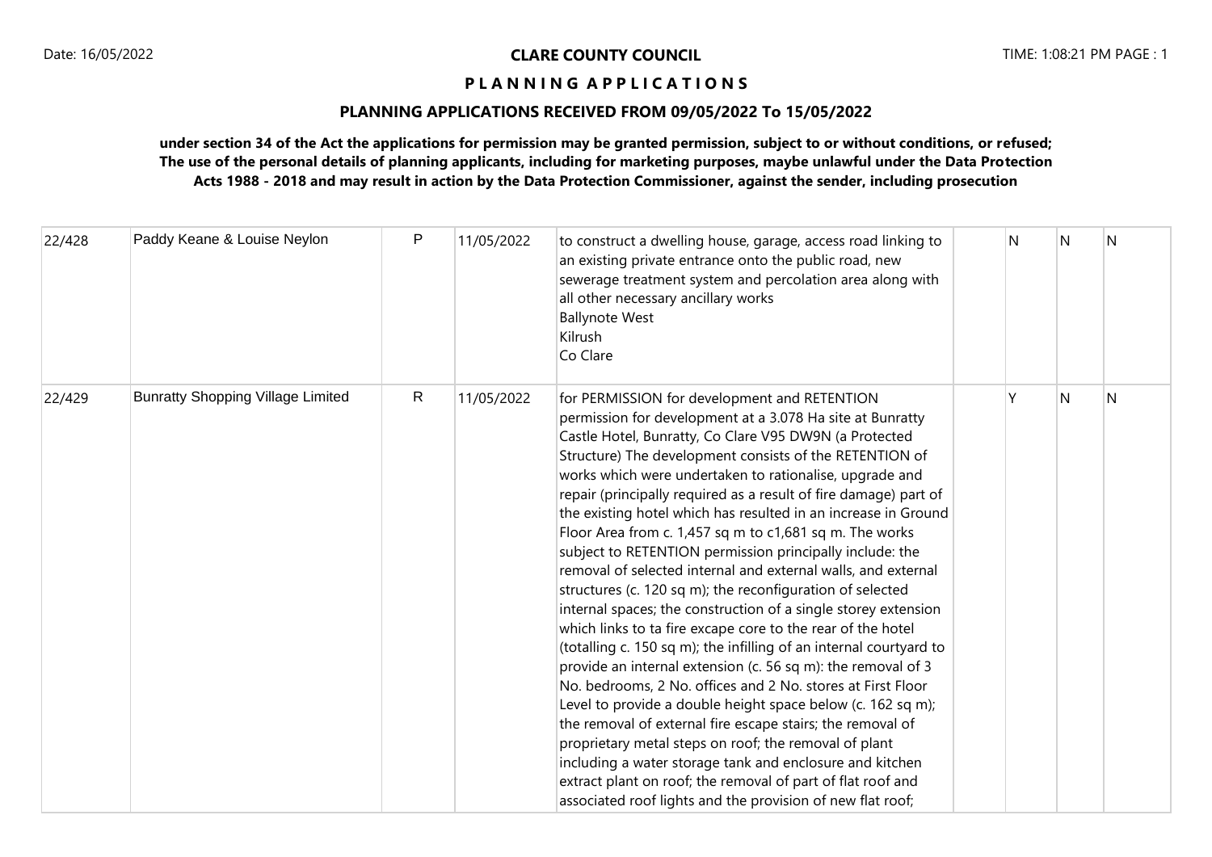**CLARE COUNTY COUNCIL**

**P L A N N I N G A P P L I C A T I O N S**

**PLANNING APPLICATIONS RECEIVED FROM 09/05/2022 To 15/05/2022**

**under section 34 of the Act the applications for permission may be granted permission, subject to or without conditions, or refused; The use of the personal details of planning applicants, including for marketing purposes, maybe unlawful under the Data Protection Acts 1988 - 2018 and may result in action by the Data Protection Commissioner, against the sender, including prosecution**

| | | | | | | | | |
|---|---|---|---|---|---|---|---|---|
| 22/428 | Paddy Keane & Louise Neylon | P | 11/05/2022 | to construct a dwelling house, garage, access road linking to an existing private entrance onto the public road, new sewerage treatment system and percolation area along with all other necessary ancillary works<br>Ballynote West<br>Kilrush<br>Co Clare | | N | N | N |
| 22/429 | Bunratty Shopping Village Limited | R | 11/05/2022 | for PERMISSION for development and RETENTION permission for development at a 3.078 Ha site at Bunratty Castle Hotel, Bunratty, Co Clare V95 DW9N (a Protected Structure) The development consists of the RETENTION of works which were undertaken to rationalise, upgrade and repair (principally required as a result of fire damage) part of the existing hotel which has resulted in an increase in Ground Floor Area from c. 1,457 sq m to c1,681 sq m. The works subject to RETENTION permission principally include: the removal of selected internal and external walls, and external structures (c. 120 sq m); the reconfiguration of selected internal spaces; the construction of a single storey extension which links to ta fire excape core to the rear of the hotel (totalling c. 150 sq m); the infilling of an internal courtyard to provide an internal extension (c. 56 sq m): the removal of 3 No. bedrooms, 2 No. offices and 2 No. stores at First Floor Level to provide a double height space below (c. 162 sq m); the removal of external fire escape stairs; the removal of proprietary metal steps on roof; the removal of plant including a water storage tank and enclosure and kitchen extract plant on roof; the removal of part of flat roof and associated roof lights and the provision of new flat roof; | | Y | N | N |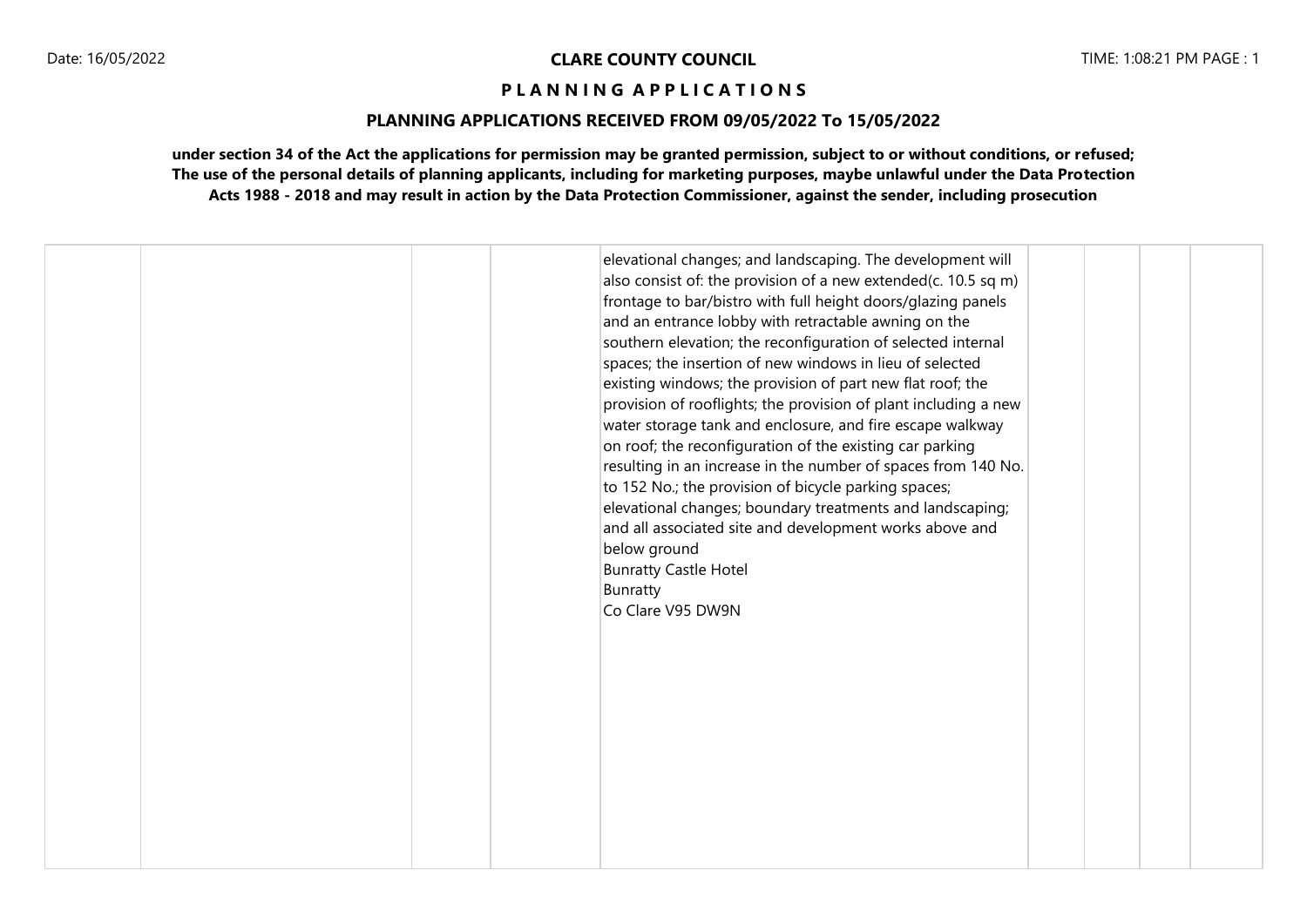**CLARE COUNTY COUNCIL**

**P L A N N I N G A P P L I C A T I O N S**

**PLANNING APPLICATIONS RECEIVED FROM 09/05/2022 To 15/05/2022**

**under section 34 of the Act the applications for permission may be granted permission, subject to or without conditions, or refused; The use of the personal details of planning applicants, including for marketing purposes, maybe unlawful under the Data Protection Acts 1988 - 2018 and may result in action by the Data Protection Commissioner, against the sender, including prosecution**

| | | | | | | | | |
|---|---|---|---|---|---|---|---|---|
| | | | | elevational changes; and landscaping. The development will also consist of: the provision of a new extended(c. 10.5 sq m) frontage to bar/bistro with full height doors/glazing panels and an entrance lobby with retractable awning on the southern elevation; the reconfiguration of selected internal spaces; the insertion of new windows in lieu of selected existing windows; the provision of part new flat roof; the provision of rooflights; the provision of plant including a new water storage tank and enclosure, and fire escape walkway on roof; the reconfiguration of the existing car parking resulting in an increase in the number of spaces from 140 No. to 152 No.; the provision of bicycle parking spaces; elevational changes; boundary treatments and landscaping; and all associated site and development works above and below ground<br>Bunratty Castle Hotel<br>Bunratty<br>Co Clare V95 DW9N | | | | |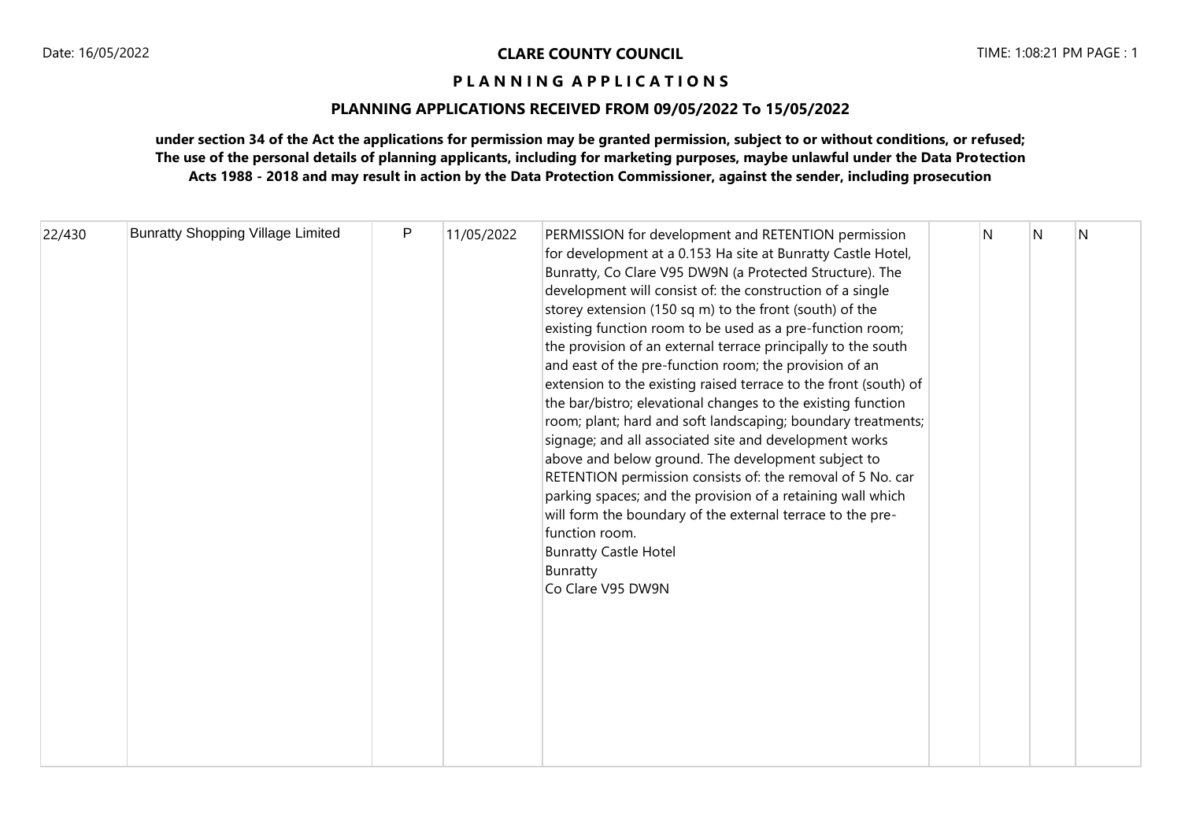**CLARE COUNTY COUNCIL**

**P L A N N I N G A P P L I C A T I O N S**

**PLANNING APPLICATIONS RECEIVED FROM 09/05/2022 To 15/05/2022**

**under section 34 of the Act the applications for permission may be granted permission, subject to or without conditions, or refused; The use of the personal details of planning applicants, including for marketing purposes, maybe unlawful under the Data Protection Acts 1988 - 2018 and may result in action by the Data Protection Commissioner, against the sender, including prosecution**

| | | | | | | | | |
|---|---|---|---|---|---|---|---|---|
| 22/430 | Bunratty Shopping Village Limited | P | 11/05/2022 | PERMISSION for development and RETENTION permission for development at a 0.153 Ha site at Bunratty Castle Hotel, Bunratty, Co Clare V95 DW9N (a Protected Structure). The development will consist of: the construction of a single storey extension (150 sq m) to the front (south) of the existing function room to be used as a pre-function room; the provision of an external terrace principally to the south and east of the pre-function room; the provision of an extension to the existing raised terrace to the front (south) of the bar/bistro; elevational changes to the existing function room; plant; hard and soft landscaping; boundary treatments; signage; and all associated site and development works above and below ground. The development subject to RETENTION permission consists of: the removal of 5 No. car parking spaces; and the provision of a retaining wall which will form the boundary of the external terrace to the pre-function room.<br>Bunratty Castle Hotel<br>Bunratty<br>Co Clare V95 DW9N | | N | N | N |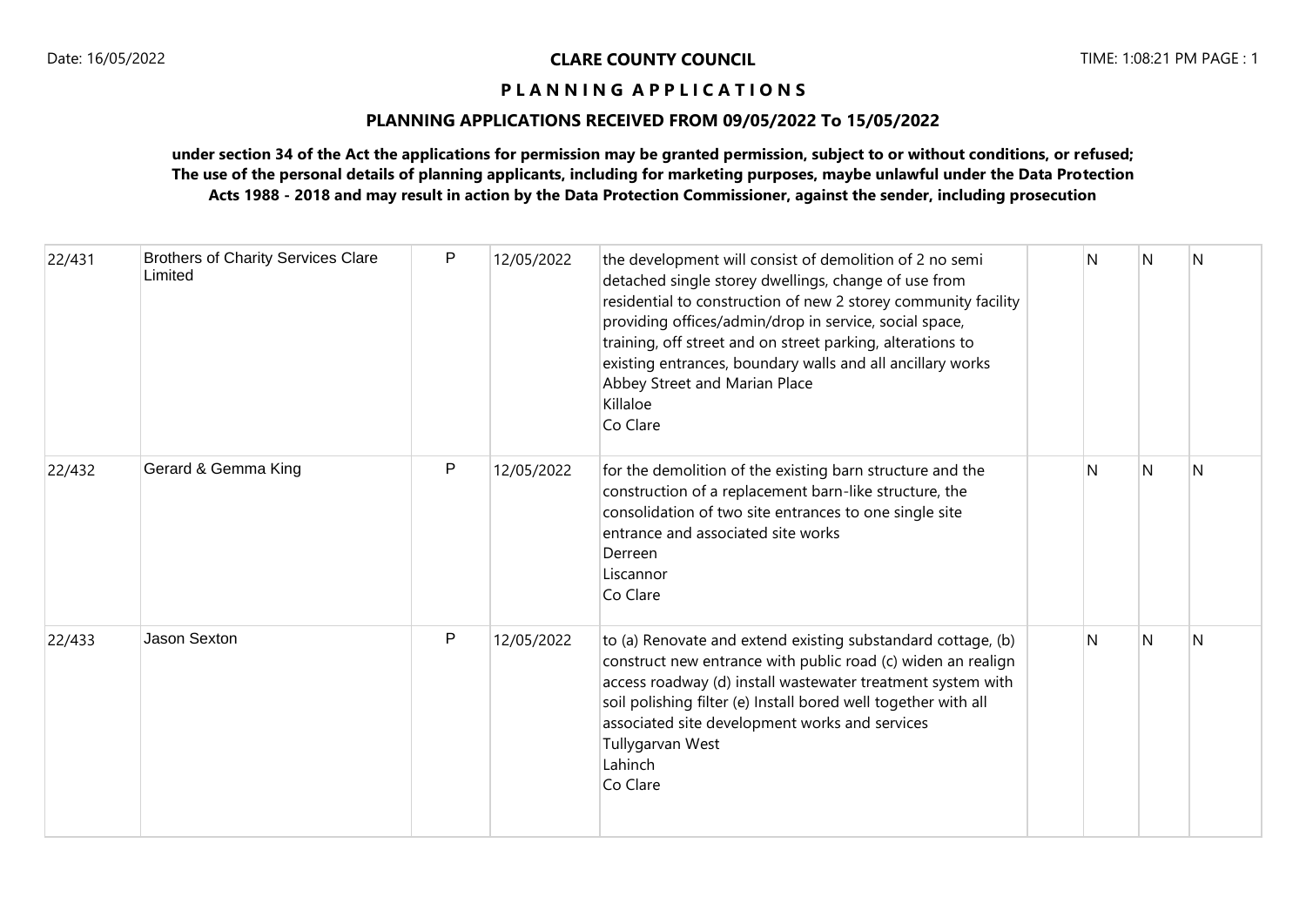**CLARE COUNTY COUNCIL**

**P L A N N I N G A P P L I C A T I O N S**

**PLANNING APPLICATIONS RECEIVED FROM 09/05/2022 To 15/05/2022**

**under section 34 of the Act the applications for permission may be granted permission, subject to or without conditions, or refused; The use of the personal details of planning applicants, including for marketing purposes, maybe unlawful under the Data Protection Acts 1988 - 2018 and may result in action by the Data Protection Commissioner, against the sender, including prosecution**

| | | | | | | | | |
|---|---|---|---|---|---|---|---|---|
| 22/431 | Brothers of Charity Services Clare Limited | P | 12/05/2022 | the development will consist of demolition of 2 no semi detached single storey dwellings, change of use from residential to construction of new 2 storey community facility providing offices/admin/drop in service, social space, training, off street and on street parking, alterations to existing entrances, boundary walls and all ancillary works<br>Abbey Street and Marian Place<br>Killaloe<br>Co Clare | | N | N | N |
| 22/432 | Gerard & Gemma King | P | 12/05/2022 | for the demolition of the existing barn structure and the construction of a replacement barn-like structure, the consolidation of two site entrances to one single site entrance and associated site works<br>Derreen<br>Liscannor<br>Co Clare | | N | N | N |
| 22/433 | Jason Sexton | P | 12/05/2022 | to (a) Renovate and extend existing substandard cottage, (b) construct new entrance with public road (c) widen an realign access roadway (d) install wastewater treatment system with soil polishing filter (e) Install bored well together with all associated site development works and services<br>Tullygarvan West<br>Lahinch<br>Co Clare | | N | N | N |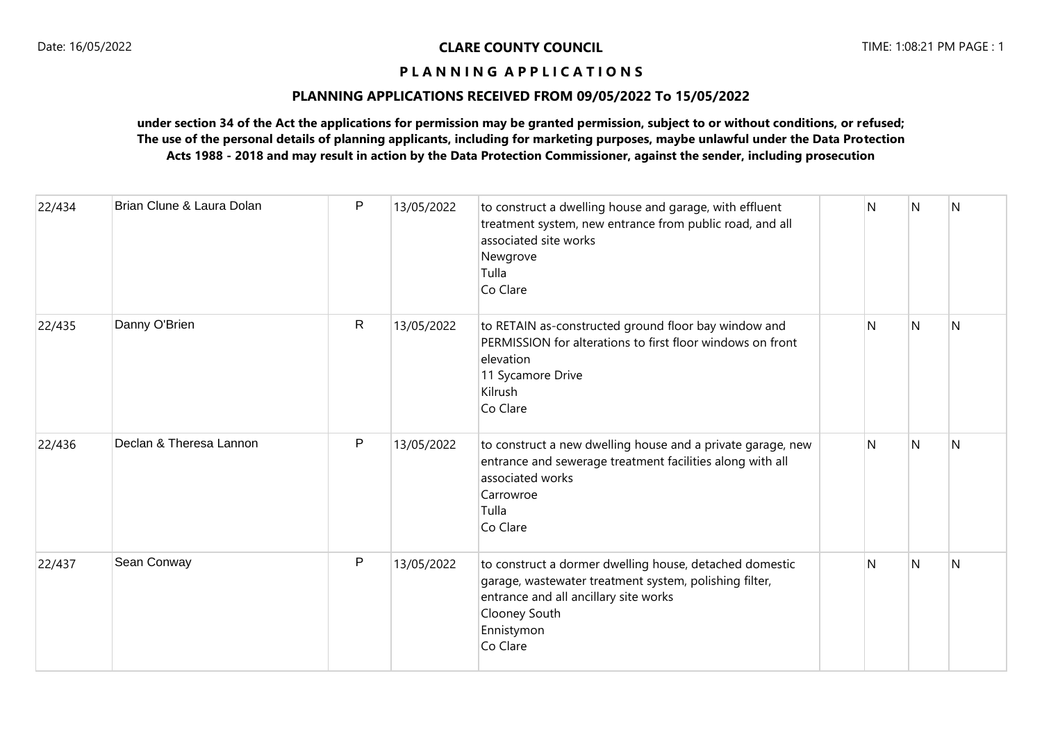**CLARE COUNTY COUNCIL**

**P L A N N I N G A P P L I C A T I O N S**

**PLANNING APPLICATIONS RECEIVED FROM 09/05/2022 To 15/05/2022**

**under section 34 of the Act the applications for permission may be granted permission, subject to or without conditions, or refused; The use of the personal details of planning applicants, including for marketing purposes, maybe unlawful under the Data Protection Acts 1988 - 2018 and may result in action by the Data Protection Commissioner, against the sender, including prosecution**

| | | | | | | | | |
|---|---|---|---|---|---|---|---|---|
| 22/434 | Brian Clune & Laura Dolan | P | 13/05/2022 | to construct a dwelling house and garage, with effluent treatment system, new entrance from public road, and all associated site works<br>Newgrove<br>Tulla<br>Co Clare | | N | N | N |
| 22/435 | Danny O'Brien | R | 13/05/2022 | to RETAIN as-constructed ground floor bay window and PERMISSION for alterations to first floor windows on front elevation<br>11 Sycamore Drive<br>Kilrush<br>Co Clare | | N | N | N |
| 22/436 | Declan & Theresa Lannon | P | 13/05/2022 | to construct a new dwelling house and a private garage, new entrance and sewerage treatment facilities along with all associated works<br>Carrowroe<br>Tulla<br>Co Clare | | N | N | N |
| 22/437 | Sean Conway | P | 13/05/2022 | to construct a dormer dwelling house, detached domestic garage, wastewater treatment system, polishing filter, entrance and all ancillary site works<br>Clooney South<br>Ennistymon<br>Co Clare | | N | N | N |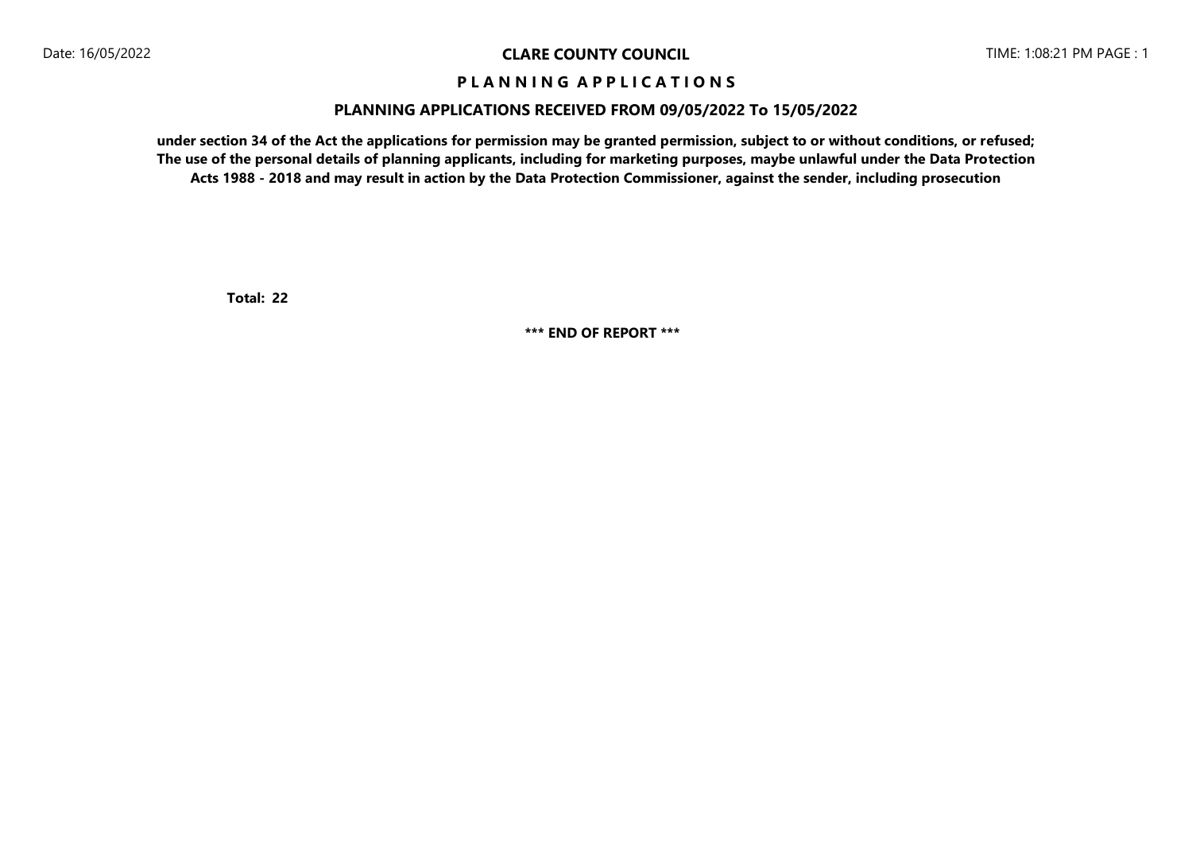**P L A N N I N G   A P P L I C A T I O N S**

**PLANNING APPLICATIONS RECEIVED FROM 09/05/2022 To 15/05/2022**

**under section 34 of the Act the applications for permission may be granted permission, subject to or without conditions, or refused; The use of the personal details of planning applicants, including for marketing purposes, maybe unlawful under the Data Protection Acts 1988 - 2018 and may result in action by the Data Protection Commissioner, against the sender, including prosecution**

**Total: 22**

**\*\*\* END OF REPORT \*\*\***